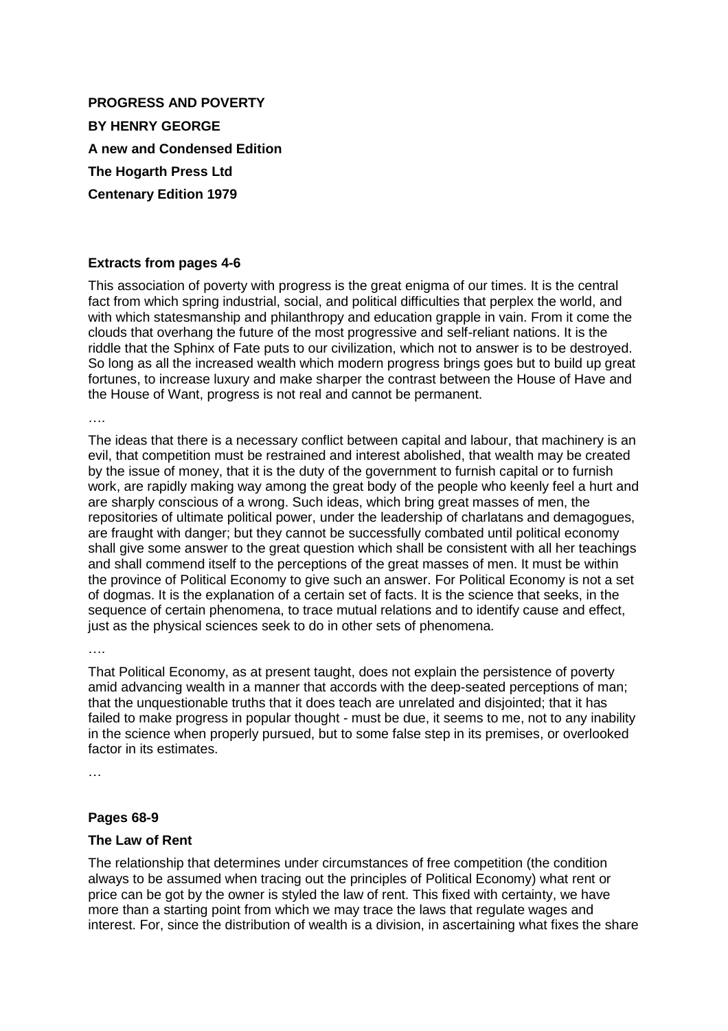**PROGRESS AND POVERTY**

**BY HENRY GEORGE**

**A new and Condensed Edition**

**The Hogarth Press Ltd**

**Centenary Edition 1979**

**Extracts from pages 4-6**

This association of poverty with progress is the great enigma of our times. It is the central fact from which spring industrial, social, and political difficulties that perplex the world, and with which statesmanship and philanthropy and education grapple in vain. From it come the clouds that overhang the future of the most progressive and self-reliant nations. It is the riddle that the Sphinx of Fate puts to our civilization, which not to answer is to be destroyed. So long as all the increased wealth which modern progress brings goes but to build up great fortunes, to increase luxury and make sharper the contrast between the House of Have and the House of Want, progress is not real and cannot be permanent.

….

The ideas that there is a necessary conflict between capital and labour, that machinery is an evil, that competition must be restrained and interest abolished, that wealth may be created by the issue of money, that it is the duty of the government to furnish capital or to furnish work, are rapidly making way among the great body of the people who keenly feel a hurt and are sharply conscious of a wrong. Such ideas, which bring great masses of men, the repositories of ultimate political power, under the leadership of charlatans and demagogues, are fraught with danger; but they cannot be successfully combated until political economy shall give some answer to the great question which shall be consistent with all her teachings and shall commend itself to the perceptions of the great masses of men. It must be within the province of Political Economy to give such an answer. For Political Economy is not a set of dogmas. It is the explanation of a certain set of facts. It is the science that seeks, in the sequence of certain phenomena, to trace mutual relations and to identify cause and effect, just as the physical sciences seek to do in other sets of phenomena.

….

That Political Economy, as at present taught, does not explain the persistence of poverty amid advancing wealth in a manner that accords with the deep-seated perceptions of man; that the unquestionable truths that it does teach are unrelated and disjointed; that it has failed to make progress in popular thought - must be due, it seems to me, not to any inability in the science when properly pursued, but to some false step in its premises, or overlooked factor in its estimates.

…

**Pages 68-9**

**The Law of Rent**

The relationship that determines under circumstances of free competition (the condition always to be assumed when tracing out the principles of Political Economy) what rent or price can be got by the owner is styled the law of rent. This fixed with certainty, we have more than a starting point from which we may trace the laws that regulate wages and interest. For, since the distribution of wealth is a division, in ascertaining what fixes the share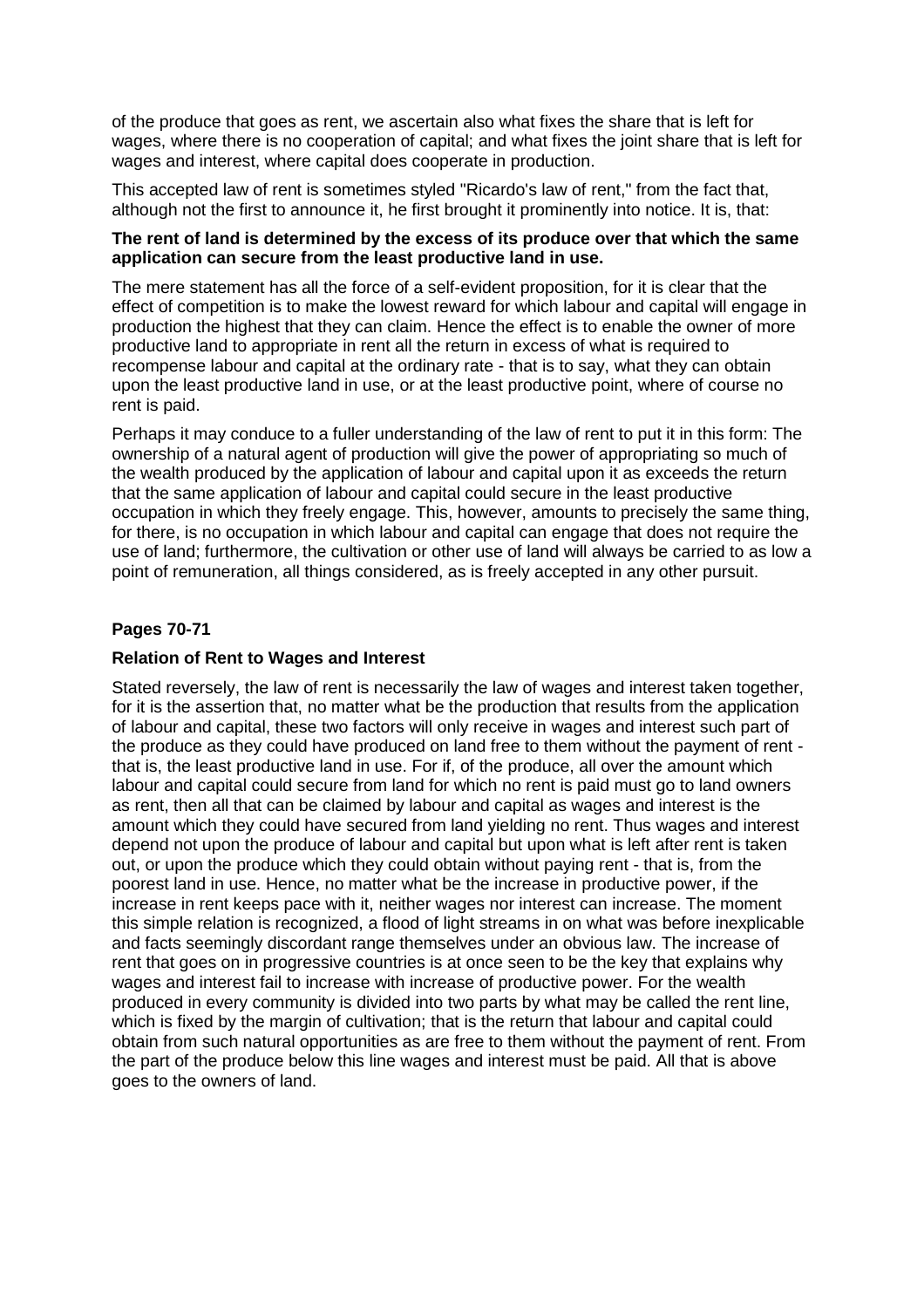of the produce that goes as rent, we ascertain also what fixes the share that is left for wages, where there is no cooperation of capital; and what fixes the joint share that is left for wages and interest, where capital does cooperate in production.

This accepted law of rent is sometimes styled "Ricardo's law of rent," from the fact that, although not the first to announce it, he first brought it prominently into notice. It is, that:

**The rent of land is determined by the excess of its produce over that which the same application can secure from the least productive land in use.**

The mere statement has all the force of a self-evident proposition, for it is clear that the effect of competition is to make the lowest reward for which labour and capital will engage in production the highest that they can claim. Hence the effect is to enable the owner of more productive land to appropriate in rent all the return in excess of what is required to recompense labour and capital at the ordinary rate - that is to say, what they can obtain upon the least productive land in use, or at the least productive point, where of course no rent is paid.

Perhaps it may conduce to a fuller understanding of the law of rent to put it in this form: The ownership of a natural agent of production will give the power of appropriating so much of the wealth produced by the application of labour and capital upon it as exceeds the return that the same application of labour and capital could secure in the least productive occupation in which they freely engage. This, however, amounts to precisely the same thing, for there, is no occupation in which labour and capital can engage that does not require the use of land; furthermore, the cultivation or other use of land will always be carried to as low a point of remuneration, all things considered, as is freely accepted in any other pursuit.

**Pages 70-71**

**Relation of Rent to Wages and Interest**

Stated reversely, the law of rent is necessarily the law of wages and interest taken together, for it is the assertion that, no matter what be the production that results from the application of labour and capital, these two factors will only receive in wages and interest such part of the produce as they could have produced on land free to them without the payment of rent - that is, the least productive land in use. For if, of the produce, all over the amount which labour and capital could secure from land for which no rent is paid must go to land owners as rent, then all that can be claimed by labour and capital as wages and interest is the amount which they could have secured from land yielding no rent. Thus wages and interest depend not upon the produce of labour and capital but upon what is left after rent is taken out, or upon the produce which they could obtain without paying rent - that is, from the poorest land in use. Hence, no matter what be the increase in productive power, if the increase in rent keeps pace with it, neither wages nor interest can increase. The moment this simple relation is recognized, a flood of light streams in on what was before inexplicable and facts seemingly discordant range themselves under an obvious law. The increase of rent that goes on in progressive countries is at once seen to be the key that explains why wages and interest fail to increase with increase of productive power. For the wealth produced in every community is divided into two parts by what may be called the rent line, which is fixed by the margin of cultivation; that is the return that labour and capital could obtain from such natural opportunities as are free to them without the payment of rent. From the part of the produce below this line wages and interest must be paid. All that is above goes to the owners of land.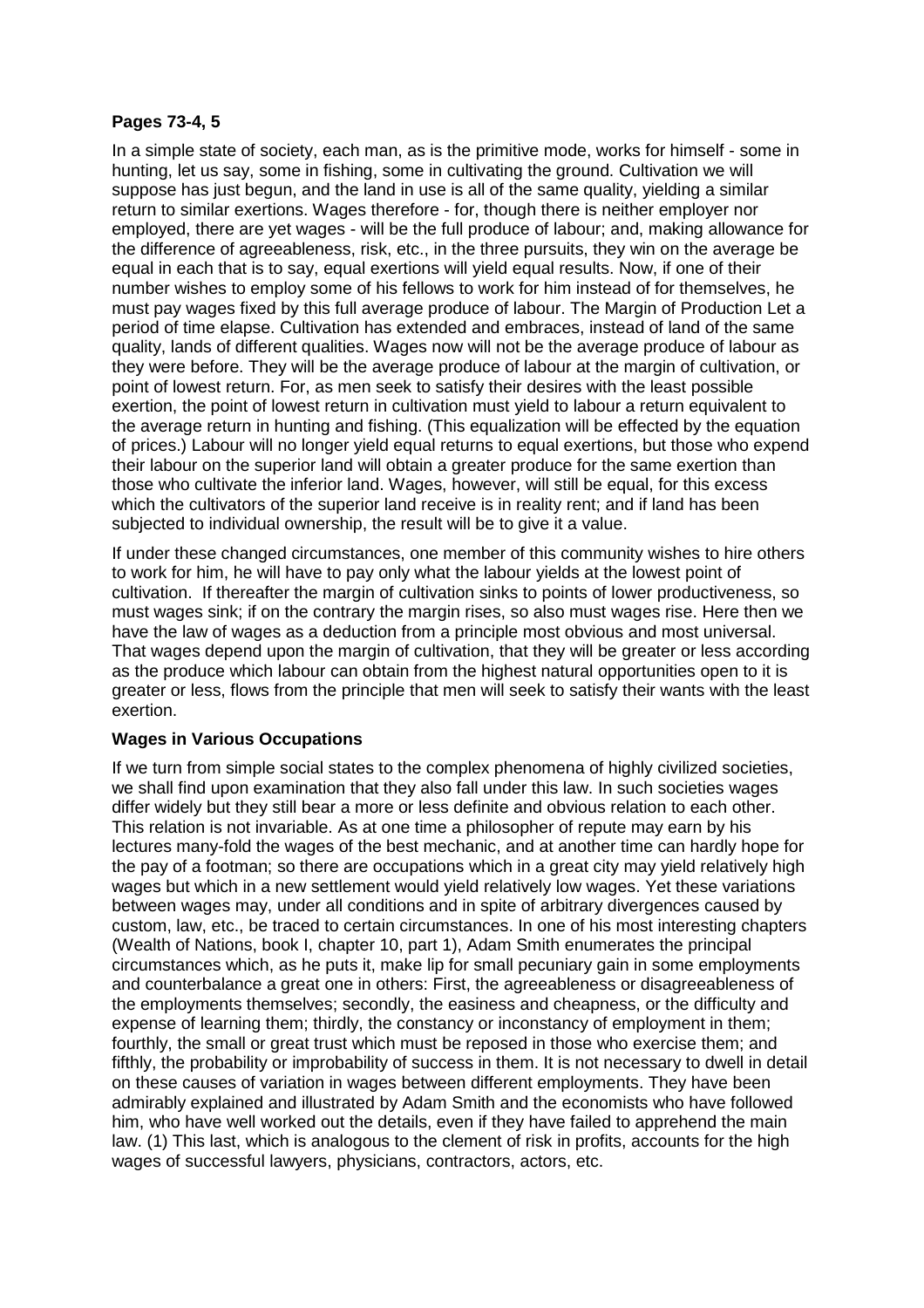**Pages 73-4, 5**

In a simple state of society, each man, as is the primitive mode, works for himself - some in hunting, let us say, some in fishing, some in cultivating the ground. Cultivation we will suppose has just begun, and the land in use is all of the same quality, yielding a similar return to similar exertions. Wages therefore - for, though there is neither employer nor employed, there are yet wages - will be the full produce of labour; and, making allowance for the difference of agreeableness, risk, etc., in the three pursuits, they win on the average be equal in each that is to say, equal exertions will yield equal results. Now, if one of their number wishes to employ some of his fellows to work for him instead of for themselves, he must pay wages fixed by this full average produce of labour. The Margin of Production Let a period of time elapse. Cultivation has extended and embraces, instead of land of the same quality, lands of different qualities. Wages now will not be the average produce of labour as they were before. They will be the average produce of labour at the margin of cultivation, or point of lowest return. For, as men seek to satisfy their desires with the least possible exertion, the point of lowest return in cultivation must yield to labour a return equivalent to the average return in hunting and fishing. (This equalization will be effected by the equation of prices.) Labour will no longer yield equal returns to equal exertions, but those who expend their labour on the superior land will obtain a greater produce for the same exertion than those who cultivate the inferior land. Wages, however, will still be equal, for this excess which the cultivators of the superior land receive is in reality rent; and if land has been subjected to individual ownership, the result will be to give it a value.

If under these changed circumstances, one member of this community wishes to hire others to work for him, he will have to pay only what the labour yields at the lowest point of cultivation. If thereafter the margin of cultivation sinks to points of lower productiveness, so must wages sink; if on the contrary the margin rises, so also must wages rise. Here then we have the law of wages as a deduction from a principle most obvious and most universal. That wages depend upon the margin of cultivation, that they will be greater or less according as the produce which labour can obtain from the highest natural opportunities open to it is greater or less, flows from the principle that men will seek to satisfy their wants with the least exertion.

**Wages in Various Occupations**

If we turn from simple social states to the complex phenomena of highly civilized societies, we shall find upon examination that they also fall under this law. In such societies wages differ widely but they still bear a more or less definite and obvious relation to each other. This relation is not invariable. As at one time a philosopher of repute may earn by his lectures many-fold the wages of the best mechanic, and at another time can hardly hope for the pay of a footman; so there are occupations which in a great city may yield relatively high wages but which in a new settlement would yield relatively low wages. Yet these variations between wages may, under all conditions and in spite of arbitrary divergences caused by custom, law, etc., be traced to certain circumstances. In one of his most interesting chapters (Wealth of Nations, book I, chapter 10, part 1), Adam Smith enumerates the principal circumstances which, as he puts it, make lip for small pecuniary gain in some employments and counterbalance a great one in others: First, the agreeableness or disagreeableness of the employments themselves; secondly, the easiness and cheapness, or the difficulty and expense of learning them; thirdly, the constancy or inconstancy of employment in them; fourthly, the small or great trust which must be reposed in those who exercise them; and fifthly, the probability or improbability of success in them. It is not necessary to dwell in detail on these causes of variation in wages between different employments. They have been admirably explained and illustrated by Adam Smith and the economists who have followed him, who have well worked out the details, even if they have failed to apprehend the main law. (1) This last, which is analogous to the clement of risk in profits, accounts for the high wages of successful lawyers, physicians, contractors, actors, etc.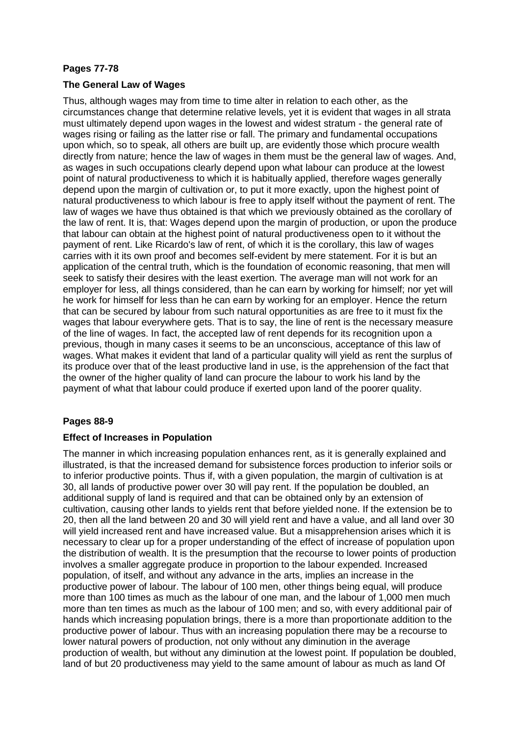**Pages 77-78**

**The General Law of Wages**

Thus, although wages may from time to time alter in relation to each other, as the circumstances change that determine relative levels, yet it is evident that wages in all strata must ultimately depend upon wages in the lowest and widest stratum - the general rate of wages rising or failing as the latter rise or fall. The primary and fundamental occupations upon which, so to speak, all others are built up, are evidently those which procure wealth directly from nature; hence the law of wages in them must be the general law of wages. And, as wages in such occupations clearly depend upon what labour can produce at the lowest point of natural productiveness to which it is habitually applied, therefore wages generally depend upon the margin of cultivation or, to put it more exactly, upon the highest point of natural productiveness to which labour is free to apply itself without the payment of rent. The law of wages we have thus obtained is that which we previously obtained as the corollary of the law of rent. It is, that: Wages depend upon the margin of production, or upon the produce that labour can obtain at the highest point of natural productiveness open to it without the payment of rent. Like Ricardo's law of rent, of which it is the corollary, this law of wages carries with it its own proof and becomes self-evident by mere statement. For it is but an application of the central truth, which is the foundation of economic reasoning, that men will seek to satisfy their desires with the least exertion. The average man will not work for an employer for less, all things considered, than he can earn by working for himself; nor yet will he work for himself for less than he can earn by working for an employer. Hence the return that can be secured by labour from such natural opportunities as are free to it must fix the wages that labour everywhere gets. That is to say, the line of rent is the necessary measure of the line of wages. In fact, the accepted law of rent depends for its recognition upon a previous, though in many cases it seems to be an unconscious, acceptance of this law of wages. What makes it evident that land of a particular quality will yield as rent the surplus of its produce over that of the least productive land in use, is the apprehension of the fact that the owner of the higher quality of land can procure the labour to work his land by the payment of what that labour could produce if exerted upon land of the poorer quality.

**Pages 88-9**

**Effect of Increases in Population**

The manner in which increasing population enhances rent, as it is generally explained and illustrated, is that the increased demand for subsistence forces production to inferior soils or to inferior productive points. Thus if, with a given population, the margin of cultivation is at 30, all lands of productive power over 30 will pay rent. If the population be doubled, an additional supply of land is required and that can be obtained only by an extension of cultivation, causing other lands to yields rent that before yielded none. If the extension be to 20, then all the land between 20 and 30 will yield rent and have a value, and all land over 30 will yield increased rent and have increased value. But a misapprehension arises which it is necessary to clear up for a proper understanding of the effect of increase of population upon the distribution of wealth. It is the presumption that the recourse to lower points of production involves a smaller aggregate produce in proportion to the labour expended. Increased population, of itself, and without any advance in the arts, implies an increase in the productive power of labour. The labour of 100 men, other things being equal, will produce more than 100 times as much as the labour of one man, and the labour of 1,000 men much more than ten times as much as the labour of 100 men; and so, with every additional pair of hands which increasing population brings, there is a more than proportionate addition to the productive power of labour. Thus with an increasing population there may be a recourse to lower natural powers of production, not only without any diminution in the average production of wealth, but without any diminution at the lowest point. If population be doubled, land of but 20 productiveness may yield to the same amount of labour as much as land Of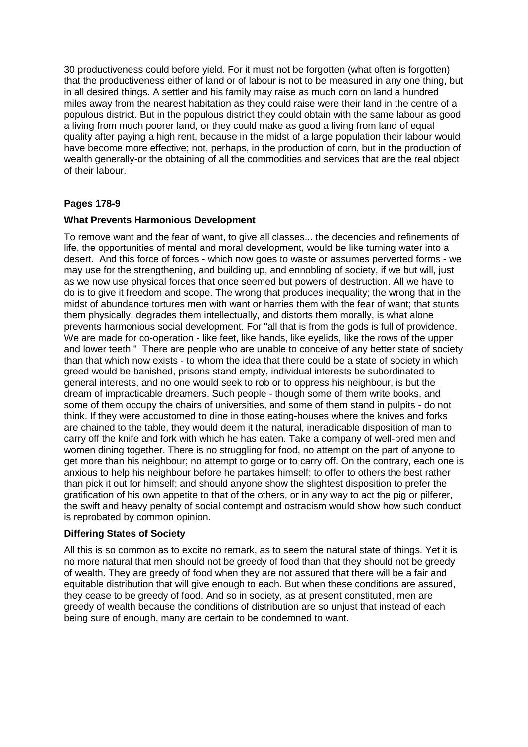30 productiveness could before yield. For it must not be forgotten (what often is forgotten) that the productiveness either of land or of labour is not to be measured in any one thing, but in all desired things. A settler and his family may raise as much corn on land a hundred miles away from the nearest habitation as they could raise were their land in the centre of a populous district. But in the populous district they could obtain with the same labour as good a living from much poorer land, or they could make as good a living from land of equal quality after paying a high rent, because in the midst of a large population their labour would have become more effective; not, perhaps, in the production of corn, but in the production of wealth generally-or the obtaining of all the commodities and services that are the real object of their labour.

**Pages 178-9**

**What Prevents Harmonious Development**

To remove want and the fear of want, to give all classes... the decencies and refinements of life, the opportunities of mental and moral development, would be like turning water into a desert. And this force of forces - which now goes to waste or assumes perverted forms - we may use for the strengthening, and building up, and ennobling of society, if we but will, just as we now use physical forces that once seemed but powers of destruction. All we have to do is to give it freedom and scope. The wrong that produces inequality; the wrong that in the midst of abundance tortures men with want or harries them with the fear of want; that stunts them physically, degrades them intellectually, and distorts them morally, is what alone prevents harmonious social development. For "all that is from the gods is full of providence. We are made for co-operation - like feet, like hands, like eyelids, like the rows of the upper and lower teeth." There are people who are unable to conceive of any better state of society than that which now exists - to whom the idea that there could be a state of society in which greed would be banished, prisons stand empty, individual interests be subordinated to general interests, and no one would seek to rob or to oppress his neighbour, is but the dream of impracticable dreamers. Such people - though some of them write books, and some of them occupy the chairs of universities, and some of them stand in pulpits - do not think. If they were accustomed to dine in those eating-houses where the knives and forks are chained to the table, they would deem it the natural, ineradicable disposition of man to carry off the knife and fork with which he has eaten. Take a company of well-bred men and women dining together. There is no struggling for food, no attempt on the part of anyone to get more than his neighbour; no attempt to gorge or to carry off. On the contrary, each one is anxious to help his neighbour before he partakes himself; to offer to others the best rather than pick it out for himself; and should anyone show the slightest disposition to prefer the gratification of his own appetite to that of the others, or in any way to act the pig or pilferer, the swift and heavy penalty of social contempt and ostracism would show how such conduct is reprobated by common opinion.

**Differing States of Society**

All this is so common as to excite no remark, as to seem the natural state of things. Yet it is no more natural that men should not be greedy of food than that they should not be greedy of wealth. They are greedy of food when they are not assured that there will be a fair and equitable distribution that will give enough to each. But when these conditions are assured, they cease to be greedy of food. And so in society, as at present constituted, men are greedy of wealth because the conditions of distribution are so unjust that instead of each being sure of enough, many are certain to be condemned to want.